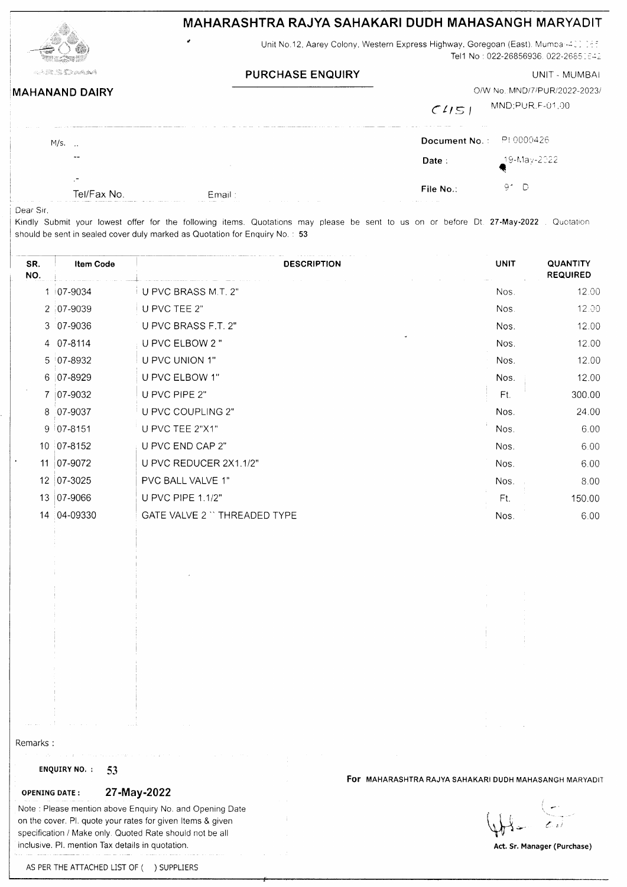# MAHARASHTRA RAJYA SAHAKARI DUDH MAHASANGH MARYADIT

Unit No.12, Aarey Colony, Western Express Highway, Goregoan (East), Mumbai-400 065
Tel1 No : 022-26856936, 022-26851242

**MAHANAND DAIRY**

## PURCHASE ENQUIRY

UNIT - MUMBAI

O/W No. MND/7/PUR/2022-2023/ C451

MND:PUR.F-01.00

M/s. ..

--

.-

Tel/Fax No. Email :

**Document No. :** PI 0000426

**Date :** 19-May-2022

**File No.:** 91 D

Dear Sir,

Kindly Submit your lowest offer for the following items. Quotations may please be sent to us on or before Dt. **27-May-2022** . Quotation should be sent in sealed cover duly marked as Quotation for Enquiry No. : **53**

| SR. NO. | Item Code | DESCRIPTION | UNIT | QUANTITY REQUIRED |
|---|---|---|---|---|
| 1 | 07-9034 | U PVC BRASS M.T. 2" | Nos. | 12.00 |
| 2 | 07-9039 | U PVC TEE 2" | Nos. | 12.00 |
| 3 | 07-9036 | U PVC BRASS F.T. 2" | Nos. | 12.00 |
| 4 | 07-8114 | U PVC ELBOW 2 " | Nos. | 12.00 |
| 5 | 07-8932 | U PVC UNION 1" | Nos. | 12.00 |
| 6 | 07-8929 | U PVC ELBOW 1" | Nos. | 12.00 |
| 7 | 07-9032 | U PVC PIPE 2" | Ft. | 300.00 |
| 8 | 07-9037 | U PVC COUPLING 2" | Nos. | 24.00 |
| 9 | 07-8151 | U PVC TEE 2"X1" | Nos. | 6.00 |
| 10 | 07-8152 | U PVC END CAP 2" | Nos. | 6.00 |
| 11 | 07-9072 | U PVC REDUCER 2X1.1/2" | Nos. | 6.00 |
| 12 | 07-3025 | PVC BALL VALVE 1" | Nos. | 8.00 |
| 13 | 07-9066 | U PVC PIPE 1.1/2" | Ft. | 150.00 |
| 14 | 04-09330 | GATE VALVE 2 `` THREADED TYPE | Nos. | 6.00 |

Remarks :

**ENQUIRY NO. :** 53

**OPENING DATE :** **27-May-2022**

Note : Please mention above Enquiry No. and Opening Date on the cover. Pl. quote your rates for given Items & given specification / Make only. Quoted Rate should not be all inclusive. Pl. mention Tax details in quotation.

**For** MAHARASHTRA RAJYA SAHAKARI DUDH MAHASANGH MARYADIT

**Act. Sr. Manager (Purchase)**

AS PER THE ATTACHED LIST OF ( ) SUPPLIERS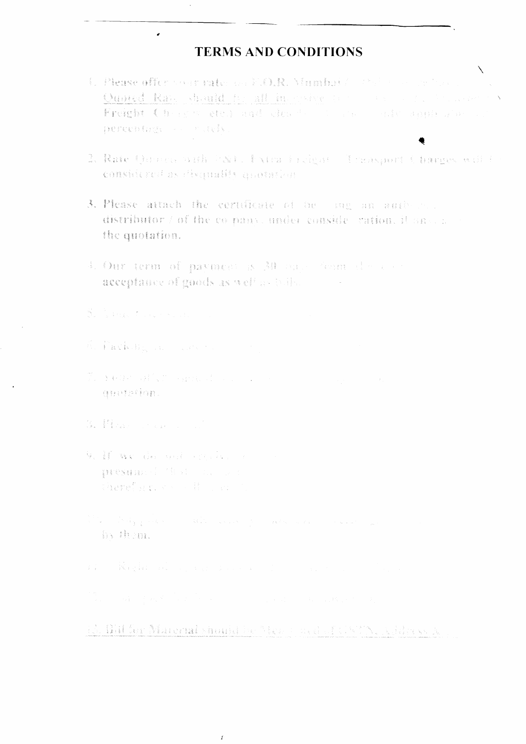## TERMS AND CONDITIONS

1. Please offer your rates on F.O.R. Mumbai / ... Quoted Rate should be all inclusive ... Freight Charges etc.) and clearly ... percentage ... rately.

2. Rate Quoted with P&F, Extra Freight / Transport Charges will be considered as disqualify quotation.

3. Please attach the certificate of being an auth... distributor / of the company under consideration, along with the quotation.

4. Our term of payment is 30 days from the ... acceptance of goods as well as bills ...

5. ...

6. Packing ...

7. ... quotation.

8. Please ...

9. If we do not receive ... presumed that ... therefore ...

10. ... by them.

11. ... Right ...

12. ...

13. Bill for Material should be ... GSTN, Address & ...